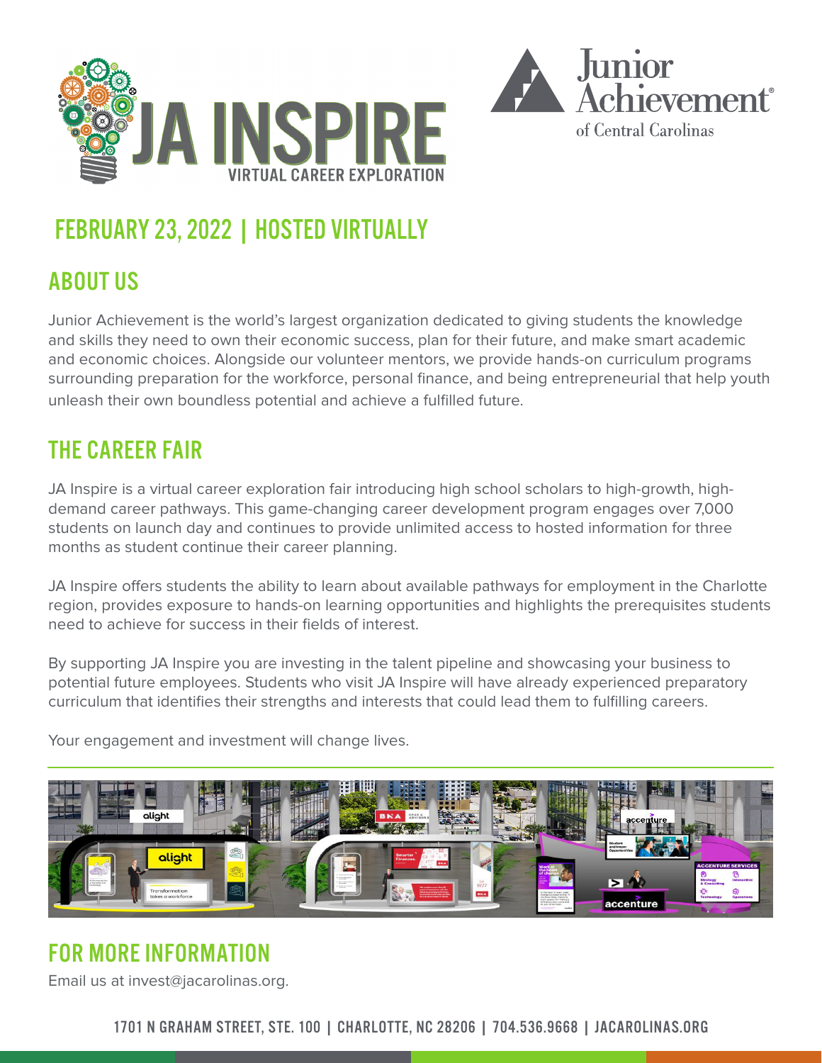# JA INSPIRE

VIRTUAL CAREER EXPLORATION

Junior Achievement of Central Carolinas

## FEBRUARY 23, 2022 | HOSTED VIRTUALLY

## ABOUT US

Junior Achievement is the world's largest organization dedicated to giving students the knowledge and skills they need to own their economic success, plan for their future, and make smart academic and economic choices. Alongside our volunteer mentors, we provide hands-on curriculum programs surrounding preparation for the workforce, personal finance, and being entrepreneurial that help youth unleash their own boundless potential and achieve a fulfilled future.

## THE CAREER FAIR

JA Inspire is a virtual career exploration fair introducing high school scholars to high-growth, high-demand career pathways. This game-changing career development program engages over 7,000 students on launch day and continues to provide unlimited access to hosted information for three months as student continue their career planning.

JA Inspire offers students the ability to learn about available pathways for employment in the Charlotte region, provides exposure to hands-on learning opportunities and highlights the prerequisites students need to achieve for success in their fields of interest.

By supporting JA Inspire you are investing in the talent pipeline and showcasing your business to potential future employees. Students who visit JA Inspire will have already experienced preparatory curriculum that identifies their strengths and interests that could lead them to fulfilling careers.

Your engagement and investment will change lives.

## FOR MORE INFORMATION

Email us at invest@jacarolinas.org.

1701 N GRAHAM STREET, STE. 100 | CHARLOTTE, NC 28206 | 704.536.9668 | JACAROLINAS.ORG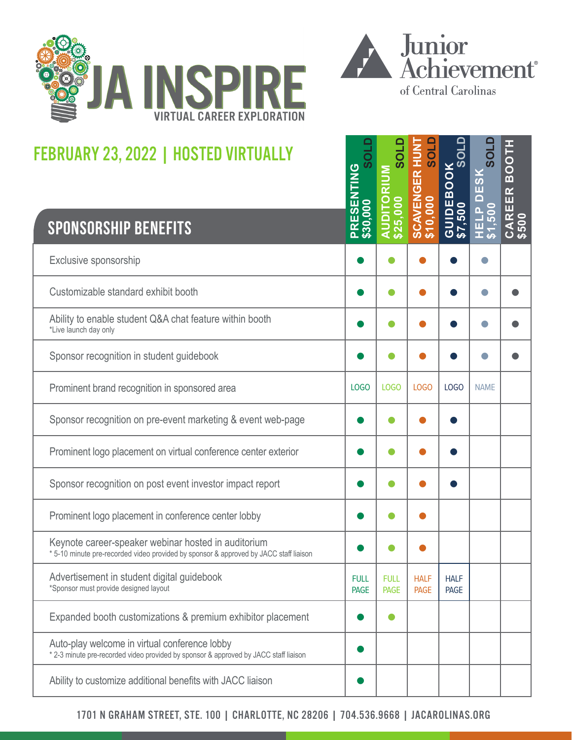# JA INSPIRE

VIRTUAL CAREER EXPLORATION

Junior Achievement of Central Carolinas

## FEBRUARY 23, 2022 | HOSTED VIRTUALLY

| SPONSORSHIP BENEFITS | PRESENTING $30,000 SOLD | AUDITORIUM $25,000 SOLD | SCAVENGER HUNT $10,000 SOLD | GUIDEBOOK $7,500 SOLD | HELP DESK $1,500 SOLD | CAREER BOOTH $500 |
|---|---|---|---|---|---|---|
| Exclusive sponsorship | ● | ● | ● | ● | ● | |
| Customizable standard exhibit booth | ● | ● | ● | ● | ● | ● |
| Ability to enable student Q&A chat feature within booth *Live launch day only | ● | ● | ● | ● | ● | ● |
| Sponsor recognition in student guidebook | ● | ● | ● | ● | ● | ● |
| Prominent brand recognition in sponsored area | LOGO | LOGO | LOGO | LOGO | NAME | |
| Sponsor recognition on pre-event marketing & event web-page | ● | ● | ● | ● | | |
| Prominent logo placement on virtual conference center exterior | ● | ● | ● | ● | | |
| Sponsor recognition on post event investor impact report | ● | ● | ● | ● | | |
| Prominent logo placement in conference center lobby | ● | ● | ● | | | |
| Keynote career-speaker webinar hosted in auditorium * 5-10 minute pre-recorded video provided by sponsor & approved by JACC staff liaison | ● | ● | ● | | | |
| Advertisement in student digital guidebook *Sponsor must provide designed layout | FULL PAGE | FULL PAGE | HALF PAGE | HALF PAGE | | |
| Expanded booth customizations & premium exhibitor placement | ● | ● | | | | |
| Auto-play welcome in virtual conference lobby * 2-3 minute pre-recorded video provided by sponsor & approved by JACC staff liaison | ● | | | | | |
| Ability to customize additional benefits with JACC liaison | ● | | | | | |

1701 N GRAHAM STREET, STE. 100 | CHARLOTTE, NC 28206 | 704.536.9668 | JACAROLINAS.ORG